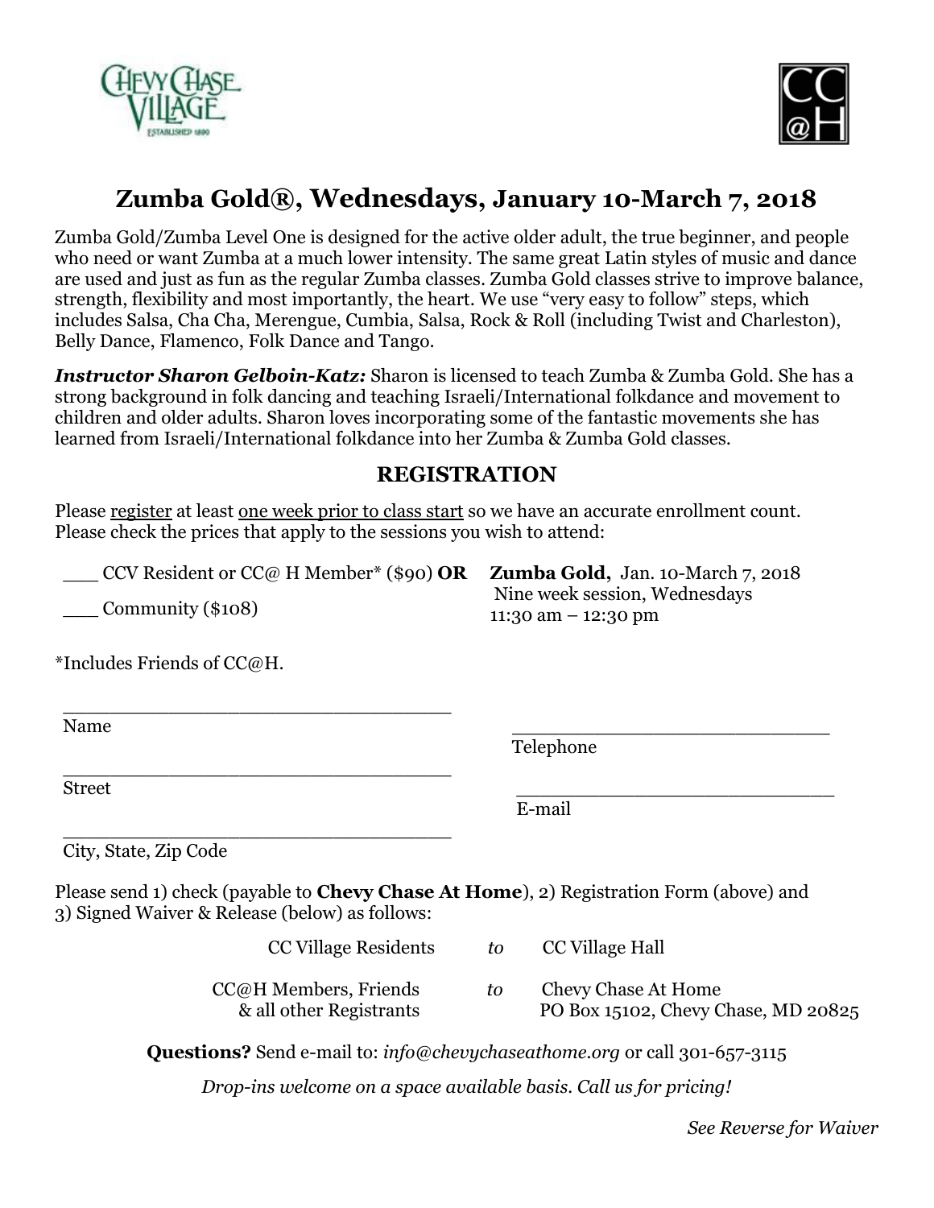# Zumba Gold®, Wednesdays, January 10-March 7, 2018

Zumba Gold/Zumba Level One is designed for the active older adult, the true beginner, and people who need or want Zumba at a much lower intensity. The same great Latin styles of music and dance are used and just as fun as the regular Zumba classes. Zumba Gold classes strive to improve balance, strength, flexibility and most importantly, the heart. We use "very easy to follow" steps, which includes Salsa, Cha Cha, Merengue, Cumbia, Salsa, Rock & Roll (including Twist and Charleston), Belly Dance, Flamenco, Folk Dance and Tango.

***Instructor Sharon Gelboin-Katz:*** Sharon is licensed to teach Zumba & Zumba Gold. She has a strong background in folk dancing and teaching Israeli/International folkdance and movement to children and older adults. Sharon loves incorporating some of the fantastic movements she has learned from Israeli/International folkdance into her Zumba & Zumba Gold classes.

## REGISTRATION

Please register at least one week prior to class start so we have an accurate enrollment count. Please check the prices that apply to the sessions you wish to attend:

___ CCV Resident or CC@ H Member* ($90) **OR**

___ Community ($108)

**Zumba Gold,** Jan. 10-March 7, 2018
Nine week session, Wednesdays
11:30 am – 12:30 pm

*Includes Friends of CC@H.

______________________________
Name

______________________________
Street

______________________________
City, State, Zip Code

______________________________
Telephone

______________________________
E-mail

Please send 1) check (payable to **Chevy Chase At Home**), 2) Registration Form (above) and 3) Signed Waiver & Release (below) as follows:

CC Village Residents *to* CC Village Hall

CC@H Members, Friends & all other Registrants *to* Chevy Chase At Home, PO Box 15102, Chevy Chase, MD 20825

**Questions?** Send e-mail to: *info@chevychaseathome.org* or call 301-657-3115

*Drop-ins welcome on a space available basis. Call us for pricing!*

*See Reverse for Waiver*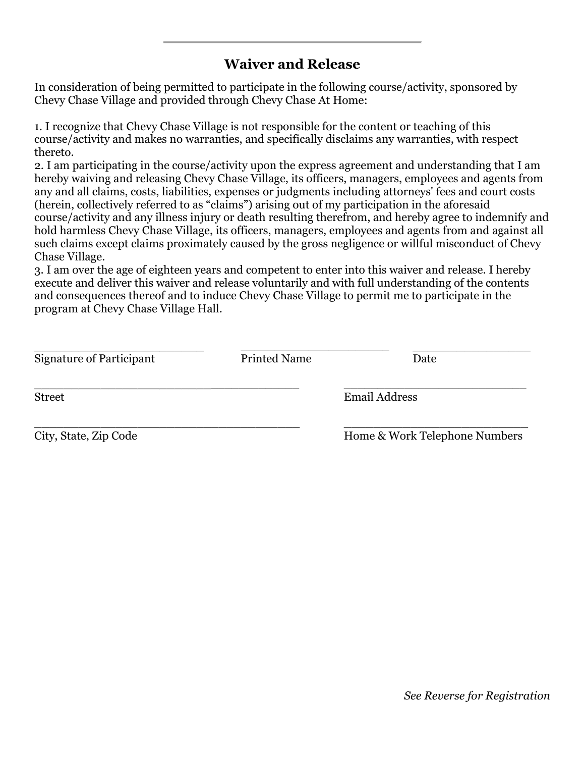## Waiver and Release

In consideration of being permitted to participate in the following course/activity, sponsored by Chevy Chase Village and provided through Chevy Chase At Home:

1. I recognize that Chevy Chase Village is not responsible for the content or teaching of this course/activity and makes no warranties, and specifically disclaims any warranties, with respect thereto.
2. I am participating in the course/activity upon the express agreement and understanding that I am hereby waiving and releasing Chevy Chase Village, its officers, managers, employees and agents from any and all claims, costs, liabilities, expenses or judgments including attorneys' fees and court costs (herein, collectively referred to as "claims") arising out of my participation in the aforesaid course/activity and any illness injury or death resulting therefrom, and hereby agree to indemnify and hold harmless Chevy Chase Village, its officers, managers, employees and agents from and against all such claims except claims proximately caused by the gross negligence or willful misconduct of Chevy Chase Village.
3. I am over the age of eighteen years and competent to enter into this waiver and release. I hereby execute and deliver this waiver and release voluntarily and with full understanding of the contents and consequences thereof and to induce Chevy Chase Village to permit me to participate in the program at Chevy Chase Village Hall.

_________________________ _____________________ _________________
Signature of Participant Printed Name Date

_______________________________________ ___________________________
Street Email Address

_______________________________________ ___________________________
City, State, Zip Code Home & Work Telephone Numbers

*See Reverse for Registration*